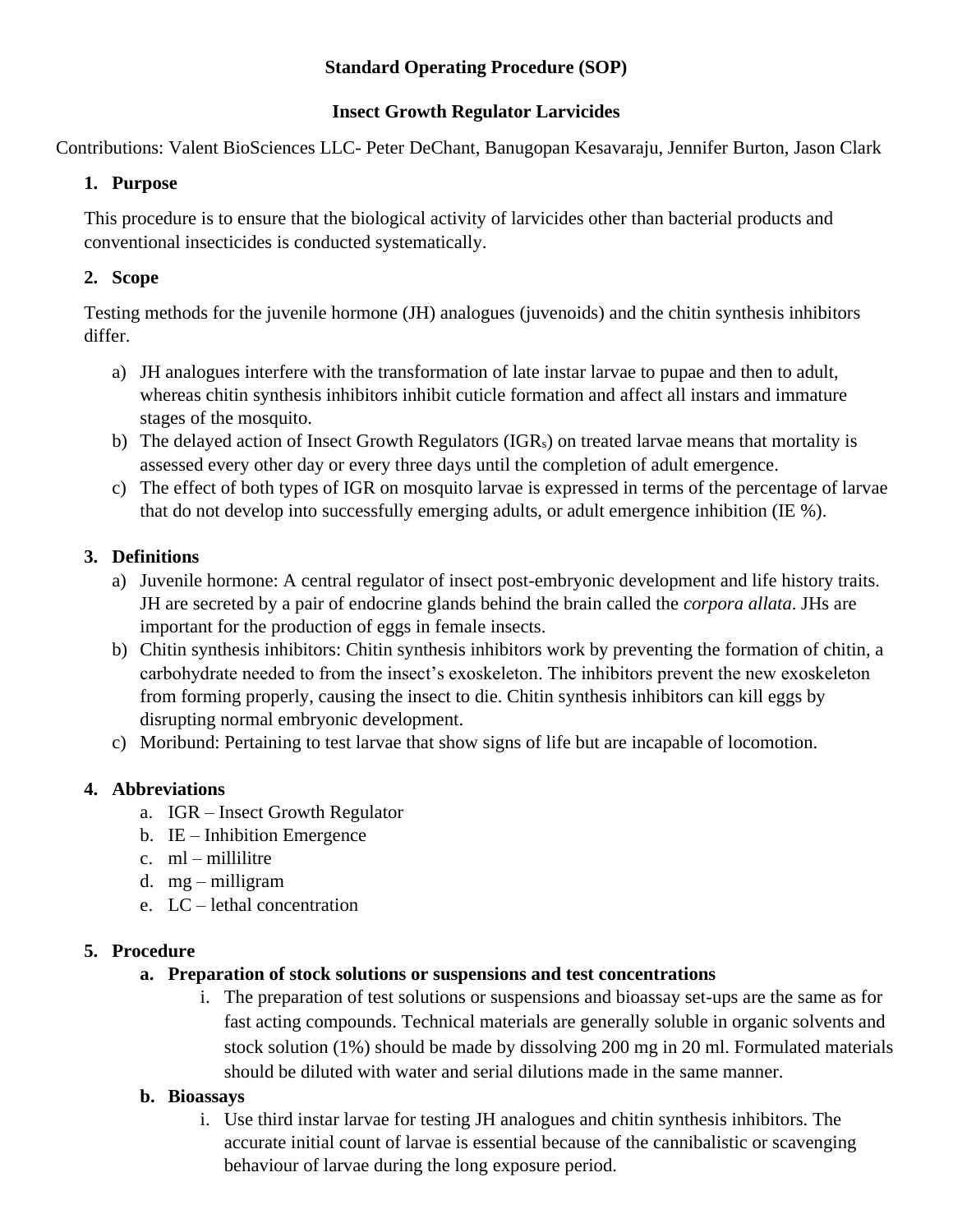**Standard Operating Procedure (SOP)**

**Insect Growth Regulator Larvicides**

Contributions: Valent BioSciences LLC- Peter DeChant, Banugopan Kesavaraju, Jennifer Burton, Jason Clark

## 1. Purpose

This procedure is to ensure that the biological activity of larvicides other than bacterial products and conventional insecticides is conducted systematically.

## 2. Scope

Testing methods for the juvenile hormone (JH) analogues (juvenoids) and the chitin synthesis inhibitors differ.

a) JH analogues interfere with the transformation of late instar larvae to pupae and then to adult, whereas chitin synthesis inhibitors inhibit cuticle formation and affect all instars and immature stages of the mosquito.

b) The delayed action of Insect Growth Regulators ($IGR_s$) on treated larvae means that mortality is assessed every other day or every three days until the completion of adult emergence.

c) The effect of both types of IGR on mosquito larvae is expressed in terms of the percentage of larvae that do not develop into successfully emerging adults, or adult emergence inhibition (IE %).

## 3. Definitions

a) Juvenile hormone: A central regulator of insect post-embryonic development and life history traits. JH are secreted by a pair of endocrine glands behind the brain called the *corpora allata*. JHs are important for the production of eggs in female insects.

b) Chitin synthesis inhibitors: Chitin synthesis inhibitors work by preventing the formation of chitin, a carbohydrate needed to from the insect's exoskeleton. The inhibitors prevent the new exoskeleton from forming properly, causing the insect to die. Chitin synthesis inhibitors can kill eggs by disrupting normal embryonic development.

c) Moribund: Pertaining to test larvae that show signs of life but are incapable of locomotion.

## 4. Abbreviations

a. IGR – Insect Growth Regulator
b. IE – Inhibition Emergence
c. ml – millilitre
d. mg – milligram
e. LC – lethal concentration

## 5. Procedure

### a. Preparation of stock solutions or suspensions and test concentrations

i. The preparation of test solutions or suspensions and bioassay set-ups are the same as for fast acting compounds. Technical materials are generally soluble in organic solvents and stock solution (1%) should be made by dissolving 200 mg in 20 ml. Formulated materials should be diluted with water and serial dilutions made in the same manner.

### b. Bioassays

i. Use third instar larvae for testing JH analogues and chitin synthesis inhibitors. The accurate initial count of larvae is essential because of the cannibalistic or scavenging behaviour of larvae during the long exposure period.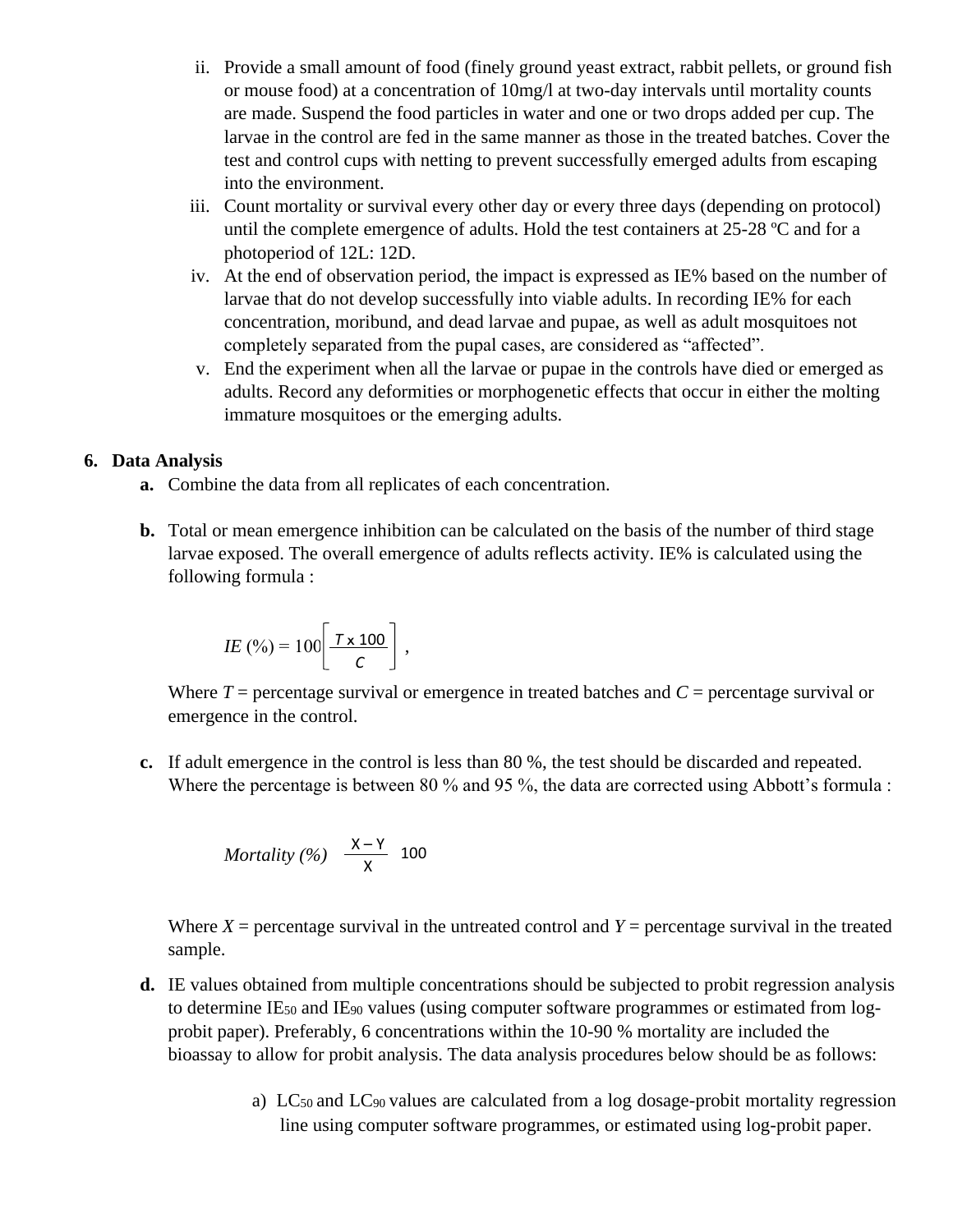ii. Provide a small amount of food (finely ground yeast extract, rabbit pellets, or ground fish or mouse food) at a concentration of 10mg/l at two-day intervals until mortality counts are made. Suspend the food particles in water and one or two drops added per cup. The larvae in the control are fed in the same manner as those in the treated batches. Cover the test and control cups with netting to prevent successfully emerged adults from escaping into the environment.

iii. Count mortality or survival every other day or every three days (depending on protocol) until the complete emergence of adults. Hold the test containers at 25-28 ºC and for a photoperiod of 12L: 12D.

iv. At the end of observation period, the impact is expressed as IE% based on the number of larvae that do not develop successfully into viable adults. In recording IE% for each concentration, moribund, and dead larvae and pupae, as well as adult mosquitoes not completely separated from the pupal cases, are considered as "affected".

v. End the experiment when all the larvae or pupae in the controls have died or emerged as adults. Record any deformities or morphogenetic effects that occur in either the molting immature mosquitoes or the emerging adults.

**6. Data Analysis**

**a.** Combine the data from all replicates of each concentration.

**b.** Total or mean emergence inhibition can be calculated on the basis of the number of third stage larvae exposed. The overall emergence of adults reflects activity. IE% is calculated using the following formula :

$$IE\,(\%) = 100\left[\frac{T \times 100}{C}\right],$$

Where $T$ = percentage survival or emergence in treated batches and $C$ = percentage survival or emergence in the control.

**c.** If adult emergence in the control is less than 80 %, the test should be discarded and repeated. Where the percentage is between 80 % and 95 %, the data are corrected using Abbott's formula :

$$Mortality\,(\%) \quad \frac{X - Y}{X} \quad 100$$

Where $X$ = percentage survival in the untreated control and $Y$ = percentage survival in the treated sample.

**d.** IE values obtained from multiple concentrations should be subjected to probit regression analysis to determine $IE_{50}$ and $IE_{90}$ values (using computer software programmes or estimated from log-probit paper). Preferably, 6 concentrations within the 10-90 % mortality are included the bioassay to allow for probit analysis. The data analysis procedures below should be as follows:

a) $LC_{50}$ and $LC_{90}$ values are calculated from a log dosage-probit mortality regression line using computer software programmes, or estimated using log-probit paper.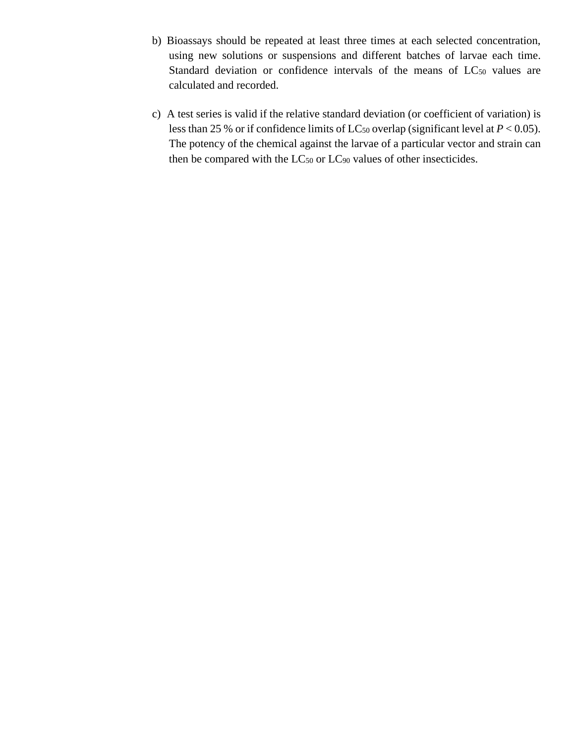b) Bioassays should be repeated at least three times at each selected concentration, using new solutions or suspensions and different batches of larvae each time. Standard deviation or confidence intervals of the means of $LC_{50}$ values are calculated and recorded.

c) A test series is valid if the relative standard deviation (or coefficient of variation) is less than 25 % or if confidence limits of $LC_{50}$ overlap (significant level at $P < 0.05$). The potency of the chemical against the larvae of a particular vector and strain can then be compared with the $LC_{50}$ or $LC_{90}$ values of other insecticides.